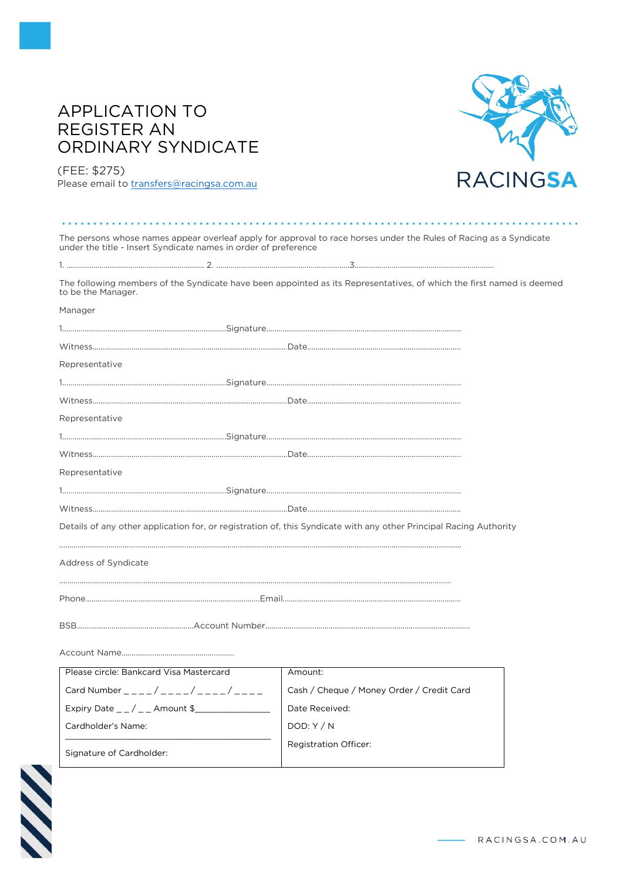# APPLICATION TO REGISTER AN ORDINARY SYNDICATE

(FEE: $275)
Please email to transfers@racingsa.com.au

RACINGSA

The persons whose names appear overleaf apply for approval to race horses under the Rules of Racing as a Syndicate under the title - Insert Syndicate names in order of preference

1. ........................................................ 2. ........................................................ 3. ........................................................

The following members of the Syndicate have been appointed as its Representatives, of which the first named is deemed to be the Manager.

Manager

1........................................................ Signature........................................................

Witness........................................................ Date........................................................

Representative

1........................................................ Signature........................................................

Witness........................................................ Date........................................................

Representative

1........................................................ Signature........................................................

Witness........................................................ Date........................................................

Representative

1........................................................ Signature........................................................

Witness........................................................ Date........................................................

Details of any other application for, or registration of, this Syndicate with any other Principal Racing Authority

........................................................................................................................................

Address of Syndicate

........................................................................................................................................

Phone........................................................ Email........................................................

BSB........................................................ Account Number........................................................

Account Name........................................................

| Please circle: Bankcard Visa Mastercard | Amount: |
|---|---|
| Card Number _ _ _ _ / _ _ _ _ / _ _ _ _ / _ _ _ _ | Cash / Cheque / Money Order / Credit Card |
| Expiry Date _ _ / _ _ Amount $_______________ | Date Received: |
| Cardholder's Name: ___________________________ | DOD: Y / N |
| Signature of Cardholder: | Registration Officer: |

RACINGSA.COM.AU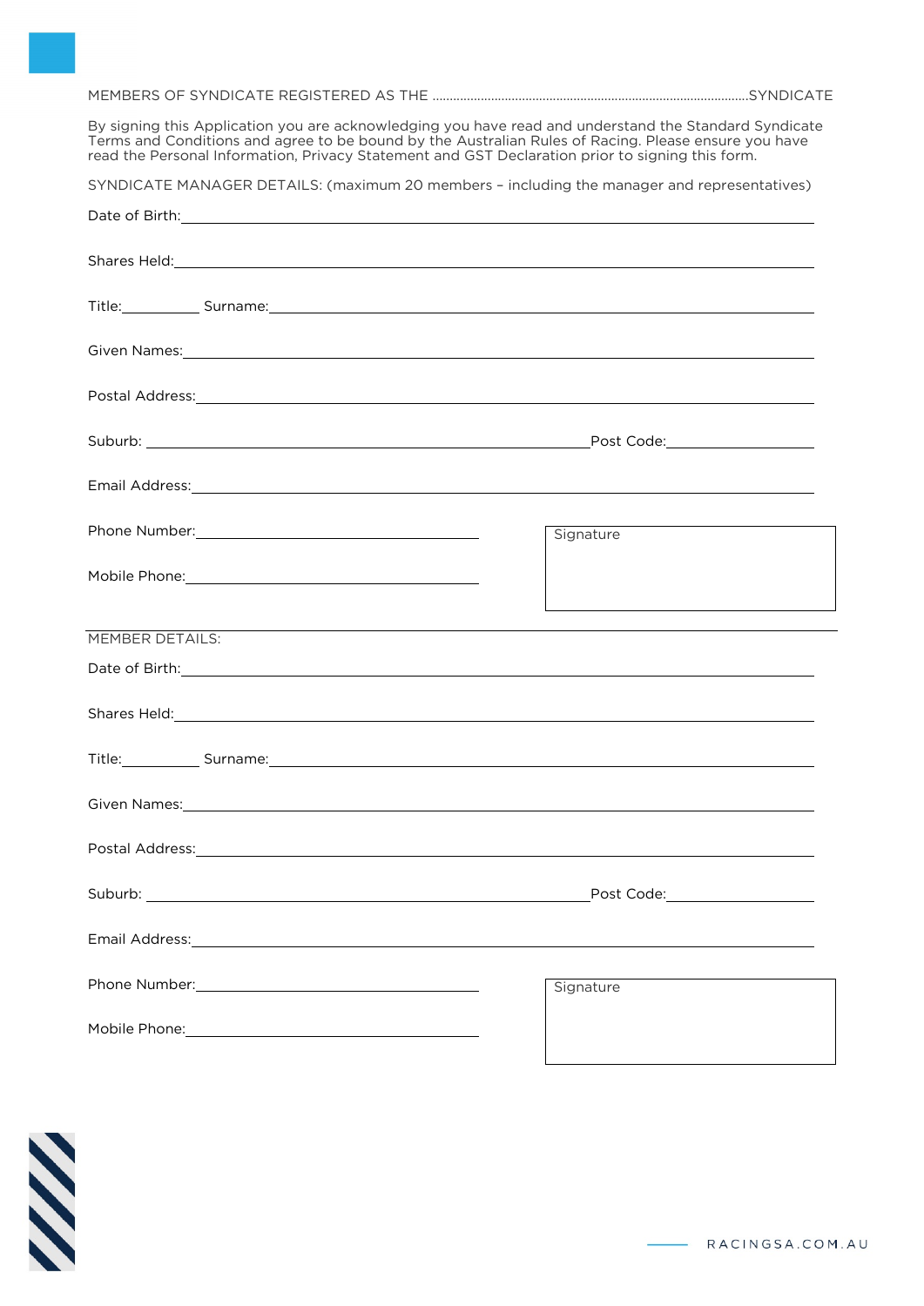MEMBERS OF SYNDICATE REGISTERED AS THE ..........................................................................................SYNDICATE

By signing this Application you are acknowledging you have read and understand the Standard Syndicate Terms and Conditions and agree to be bound by the Australian Rules of Racing. Please ensure you have read the Personal Information, Privacy Statement and GST Declaration prior to signing this form.

SYNDICATE MANAGER DETAILS: (maximum 20 members – including the manager and representatives)

Date of Birth: ____________________

Shares Held: ____________________

Title: __________ Surname: ____________________

Given Names: ____________________

Postal Address: ____________________

Suburb: ____________________ Post Code: __________

Email Address: ____________________

Phone Number: ____________________

Mobile Phone: ____________________

Signature

---

MEMBER DETAILS:

Date of Birth: ____________________

Shares Held: ____________________

Title: __________ Surname: ____________________

Given Names: ____________________

Postal Address: ____________________

Suburb: ____________________ Post Code: __________

Email Address: ____________________

Phone Number: ____________________

Mobile Phone: ____________________

Signature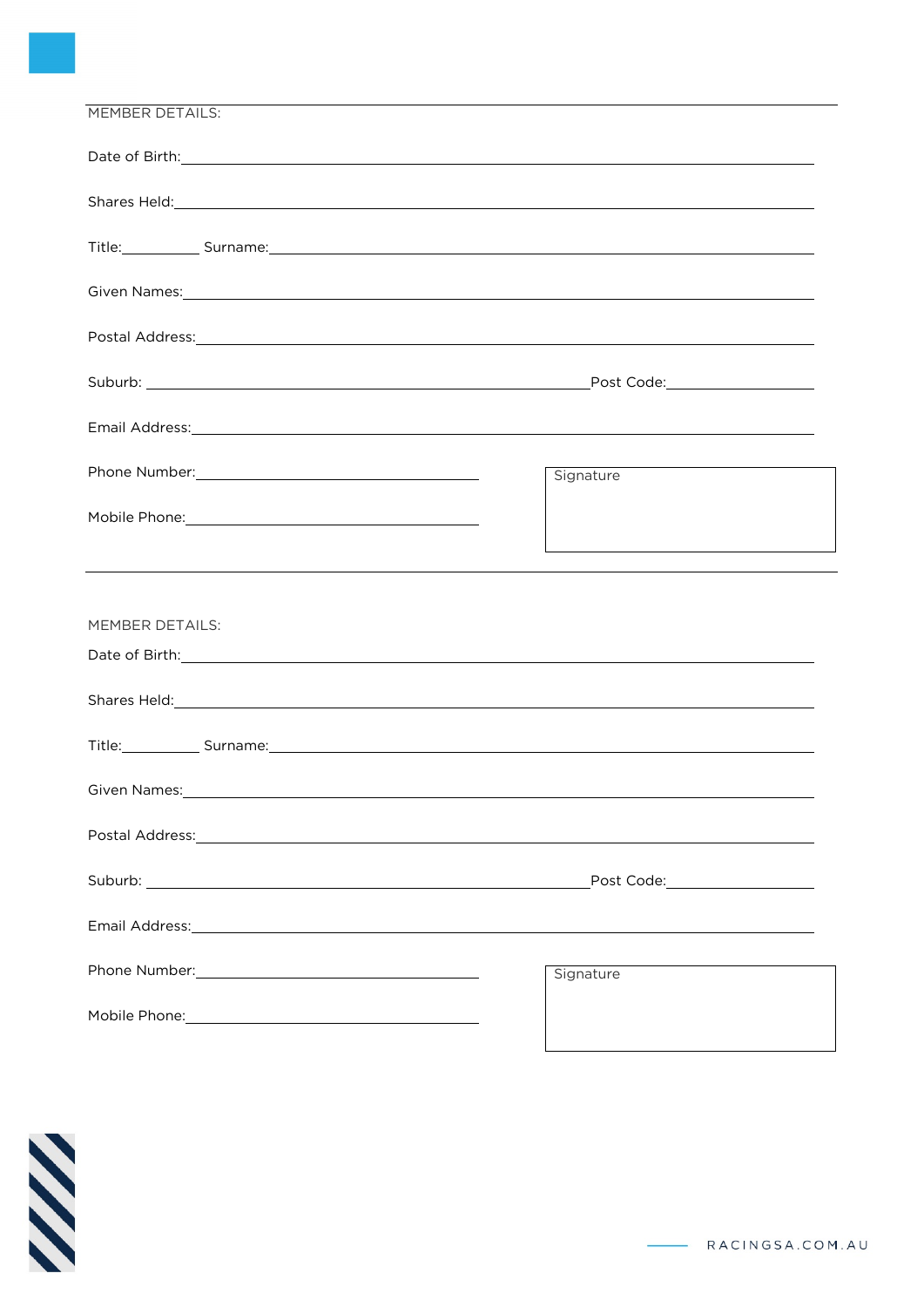MEMBER DETAILS:

Date of Birth:

Shares Held:

Title: Surname:

Given Names:

Postal Address:

Suburb: Post Code:

Email Address:

Phone Number:

Mobile Phone:

Signature

MEMBER DETAILS:

Date of Birth:

Shares Held:

Title: Surname:

Given Names:

Postal Address:

Suburb: Post Code:

Email Address:

Phone Number:

Mobile Phone:

Signature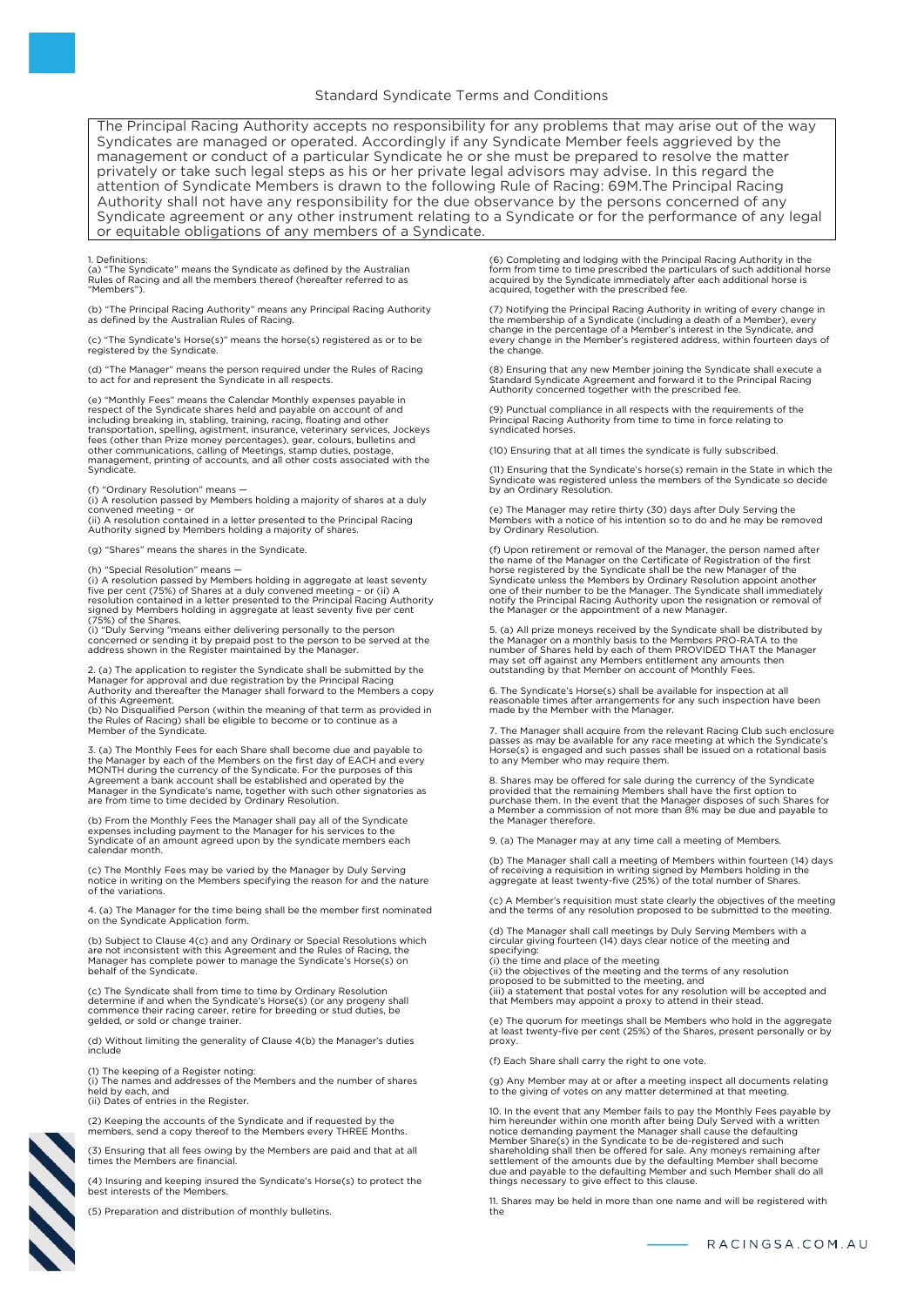## Standard Syndicate Terms and Conditions

The Principal Racing Authority accepts no responsibility for any problems that may arise out of the way Syndicates are managed or operated. Accordingly if any Syndicate Member feels aggrieved by the management or conduct of a particular Syndicate he or she must be prepared to resolve the matter privately or take such legal steps as his or her private legal advisors may advise. In this regard the attention of Syndicate Members is drawn to the following Rule of Racing: 69M.The Principal Racing Authority shall not have any responsibility for the due observance by the persons concerned of any Syndicate agreement or any other instrument relating to a Syndicate or for the performance of any legal or equitable obligations of any members of a Syndicate.

1. Definitions:
(a) "The Syndicate" means the Syndicate as defined by the Australian Rules of Racing and all the members thereof (hereafter referred to as "Members").

(b) "The Principal Racing Authority" means any Principal Racing Authority as defined by the Australian Rules of Racing.

(c) "The Syndicate's Horse(s)" means the horse(s) registered as or to be registered by the Syndicate.

(d) "The Manager" means the person required under the Rules of Racing to act for and represent the Syndicate in all respects.

(e) "Monthly Fees" means the Calendar Monthly expenses payable in respect of the Syndicate shares held and payable on account of and including breaking in, stabling, training, racing, floating and other transportation, spelling, agistment, insurance, veterinary services, Jockeys fees (other than Prize money percentages), gear, colours, bulletins and other communications, calling of Meetings, stamp duties, postage, management, printing of accounts, and all other costs associated with the Syndicate.

(f) "Ordinary Resolution" means —
(i) A resolution passed by Members holding a majority of shares at a duly convened meeting – or
(ii) A resolution contained in a letter presented to the Principal Racing Authority signed by Members holding a majority of shares.

(g) "Shares" means the shares in the Syndicate.

(h) "Special Resolution" means —
(i) A resolution passed by Members holding in aggregate at least seventy five per cent (75%) of Shares at a duly convened meeting – or (ii) A resolution contained in a letter presented to the Principal Racing Authority signed by Members holding in aggregate at least seventy five per cent (75%) of the Shares.
(i) "Duly Serving "means either delivering personally to the person concerned or sending it by prepaid post to the person to be served at the address shown in the Register maintained by the Manager.

2. (a) The application to register the Syndicate shall be submitted by the Manager for approval and due registration by the Principal Racing Authority and thereafter the Manager shall forward to the Members a copy of this Agreement.
(b) No Disqualified Person (within the meaning of that term as provided in the Rules of Racing) shall be eligible to become or to continue as a Member of the Syndicate.

3. (a) The Monthly Fees for each Share shall become due and payable to the Manager by each of the Members on the first day of EACH and every MONTH during the currency of the Syndicate. For the purposes of this Agreement a bank account shall be established and operated by the Manager in the Syndicate's name, together with such other signatories as are from time to time decided by Ordinary Resolution.

(b) From the Monthly Fees the Manager shall pay all of the Syndicate expenses including payment to the Manager for his services to the Syndicate of an amount agreed upon by the syndicate members each calendar month.

(c) The Monthly Fees may be varied by the Manager by Duly Serving notice in writing on the Members specifying the reason for and the nature of the variations.

4. (a) The Manager for the time being shall be the member first nominated on the Syndicate Application form.

(b) Subject to Clause 4(c) and any Ordinary or Special Resolutions which are not inconsistent with this Agreement and the Rules of Racing, the Manager has complete power to manage the Syndicate's Horse(s) on behalf of the Syndicate.

(c) The Syndicate shall from time to time by Ordinary Resolution determine if and when the Syndicate's Horse(s) (or any progeny shall commence their racing career, retire for breeding or stud duties, be gelded, or sold or change trainer.

(d) Without limiting the generality of Clause 4(b) the Manager's duties include

(1) The keeping of a Register noting:
(i) The names and addresses of the Members and the number of shares held by each, and
(ii) Dates of entries in the Register.

(2) Keeping the accounts of the Syndicate and if requested by the members, send a copy thereof to the Members every THREE Months.

(3) Ensuring that all fees owing by the Members are paid and that at all times the Members are financial.

(4) Insuring and keeping insured the Syndicate's Horse(s) to protect the best interests of the Members.

(5) Preparation and distribution of monthly bulletins.

(6) Completing and lodging with the Principal Racing Authority in the form from time to time prescribed the particulars of such additional horse acquired by the Syndicate immediately after each additional horse is acquired, together with the prescribed fee.

(7) Notifying the Principal Racing Authority in writing of every change in the membership of a Syndicate (including a death of a Member), every change in the percentage of a Member's interest in the Syndicate, and every change in the Member's registered address, within fourteen days of the change.

(8) Ensuring that any new Member joining the Syndicate shall execute a Standard Syndicate Agreement and forward it to the Principal Racing Authority concerned together with the prescribed fee.

(9) Punctual compliance in all respects with the requirements of the Principal Racing Authority from time to time in force relating to syndicated horses.

(10) Ensuring that at all times the syndicate is fully subscribed.

(11) Ensuring that the Syndicate's horse(s) remain in the State in which the Syndicate was registered unless the members of the Syndicate so decide by an Ordinary Resolution.

(e) The Manager may retire thirty (30) days after Duly Serving the Members with a notice of his intention so to do and he may be removed by Ordinary Resolution.

(f) Upon retirement or removal of the Manager, the person named after the name of the Manager on the Certificate of Registration of the first horse registered by the Syndicate shall be the new Manager of the Syndicate unless the Members by Ordinary Resolution appoint another one of their number to be the Manager. The Syndicate shall immediately notify the Principal Racing Authority upon the resignation or removal of the Manager or the appointment of a new Manager.

5. (a) All prize moneys received by the Syndicate shall be distributed by the Manager on a monthly basis to the Members PRO-RATA to the number of Shares held by each of them PROVIDED THAT the Manager may set off against any Members entitlement any amounts then outstanding by that Member on account of Monthly Fees.

6. The Syndicate's Horse(s) shall be available for inspection at all reasonable times after arrangements for any such inspection have been made by the Member with the Manager.

7. The Manager shall acquire from the relevant Racing Club such enclosure passes as may be available for any race meeting at which the Syndicate's Horse(s) is engaged and such passes shall be issued on a rotational basis to any Member who may require them.

8. Shares may be offered for sale during the currency of the Syndicate provided that the remaining Members shall have the first option to purchase them. In the event that the Manager disposes of such Shares for a Member a commission of not more than 8% may be due and payable to the Manager therefore.

9. (a) The Manager may at any time call a meeting of Members.

(b) The Manager shall call a meeting of Members within fourteen (14) days of receiving a requisition in writing signed by Members holding in the aggregate at least twenty-five (25%) of the total number of Shares.

(c) A Member's requisition must state clearly the objectives of the meeting and the terms of any resolution proposed to be submitted to the meeting.

(d) The Manager shall call meetings by Duly Serving Members with a circular giving fourteen (14) days clear notice of the meeting and specifying:
(i) the time and place of the meeting
(ii) the objectives of the meeting and the terms of any resolution proposed to be submitted to the meeting, and
(iii) a statement that postal votes for any resolution will be accepted and that Members may appoint a proxy to attend in their stead.

(e) The quorum for meetings shall be Members who hold in the aggregate at least twenty-five per cent (25%) of the Shares, present personally or by proxy.

(f) Each Share shall carry the right to one vote.

(g) Any Member may at or after a meeting inspect all documents relating to the giving of votes on any matter determined at that meeting.

10. In the event that any Member fails to pay the Monthly Fees payable by him hereunder within one month after being Duly Served with a written notice demanding payment the Manager shall cause the defaulting Member Share(s) in the Syndicate to be de-registered and such shareholding shall then be offered for sale. Any moneys remaining after settlement of the amounts due by the defaulting Member shall become due and payable to the defaulting Member and such Member shall do all things necessary to give effect to this clause.

11. Shares may be held in more than one name and will be registered with the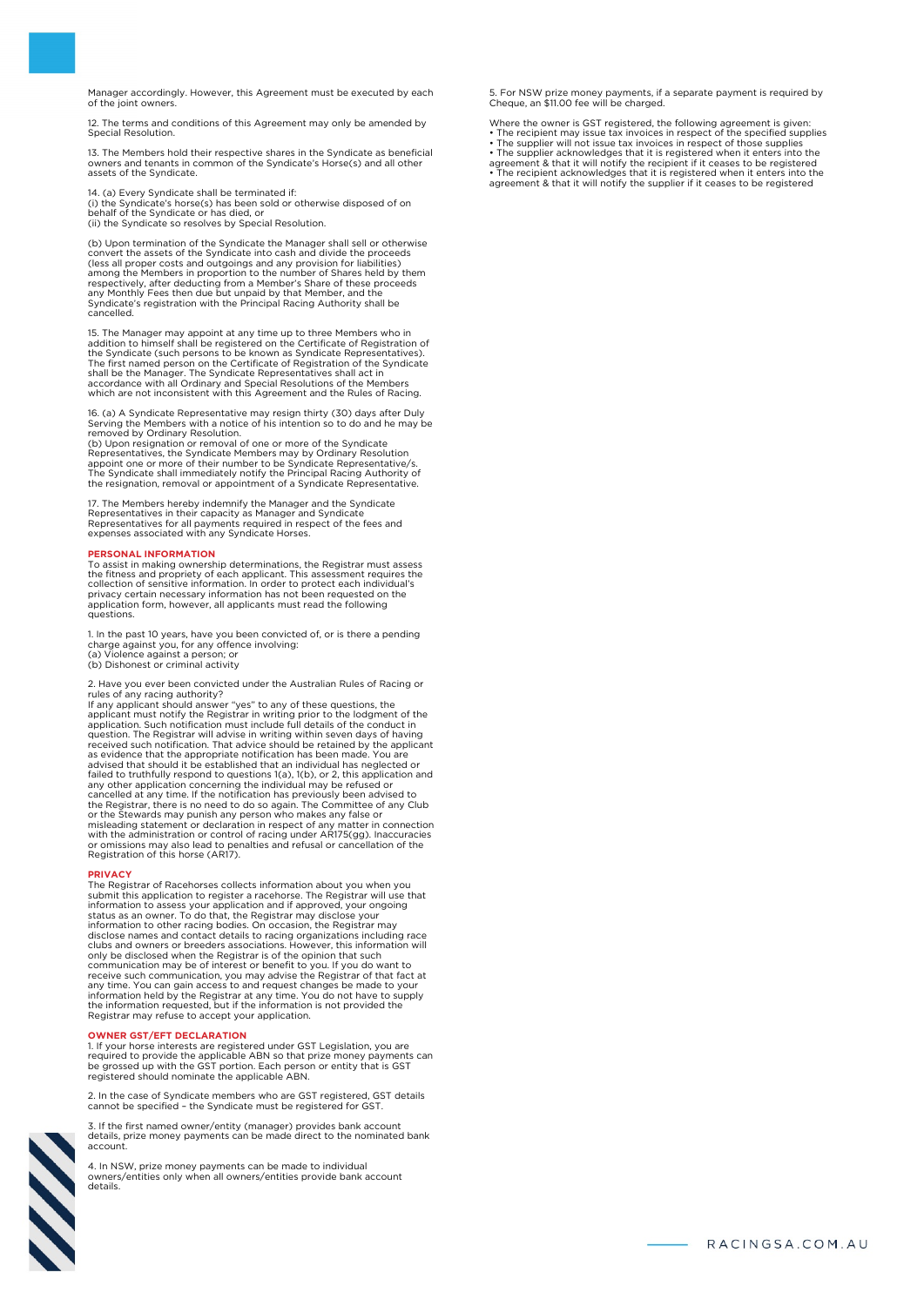Manager accordingly. However, this Agreement must be executed by each of the joint owners.

12. The terms and conditions of this Agreement may only be amended by Special Resolution.

13. The Members hold their respective shares in the Syndicate as beneficial owners and tenants in common of the Syndicate's Horse(s) and all other assets of the Syndicate.

14. (a) Every Syndicate shall be terminated if:
(i) the Syndicate's horse(s) has been sold or otherwise disposed of on behalf of the Syndicate or has died, or
(ii) the Syndicate so resolves by Special Resolution.

(b) Upon termination of the Syndicate the Manager shall sell or otherwise convert the assets of the Syndicate into cash and divide the proceeds (less all proper costs and outgoings and any provision for liabilities) among the Members in proportion to the number of Shares held by them respectively, after deducting from a Member's Share of these proceeds any Monthly Fees then due but unpaid by that Member, and the Syndicate's registration with the Principal Racing Authority shall be cancelled.

15. The Manager may appoint at any time up to three Members who in addition to himself shall be registered on the Certificate of Registration of the Syndicate (such persons to be known as Syndicate Representatives). The first named person on the Certificate of Registration of the Syndicate shall be the Manager. The Syndicate Representatives shall act in accordance with all Ordinary and Special Resolutions of the Members which are not inconsistent with this Agreement and the Rules of Racing.

16. (a) A Syndicate Representative may resign thirty (30) days after Duly Serving the Members with a notice of his intention so to do and he may be removed by Ordinary Resolution.
(b) Upon resignation or removal of one or more of the Syndicate Representatives, the Syndicate Members may by Ordinary Resolution appoint one or more of their number to be Syndicate Representative/s. The Syndicate shall immediately notify the Principal Racing Authority of the resignation, removal or appointment of a Syndicate Representative.

17. The Members hereby indemnify the Manager and the Syndicate Representatives in their capacity as Manager and Syndicate Representatives for all payments required in respect of the fees and expenses associated with any Syndicate Horses.

## PERSONAL INFORMATION

To assist in making ownership determinations, the Registrar must assess the fitness and propriety of each applicant. This assessment requires the collection of sensitive information. In order to protect each individual's privacy certain necessary information has not been requested on the application form, however, all applicants must read the following questions.

1. In the past 10 years, have you been convicted of, or is there a pending charge against you, for any offence involving:
(a) Violence against a person; or
(b) Dishonest or criminal activity

2. Have you ever been convicted under the Australian Rules of Racing or rules of any racing authority?
If any applicant should answer "yes" to any of these questions, the applicant must notify the Registrar in writing prior to the lodgment of the application. Such notification must include full details of the conduct in question. The Registrar will advise in writing within seven days of having received such notification. That advice should be retained by the applicant as evidence that the appropriate notification has been made. You are advised that should it be established that an individual has neglected or failed to truthfully respond to questions 1(a), 1(b), or 2, this application and any other application concerning the individual may be refused or cancelled at any time. If the notification has previously been advised to the Registrar, there is no need to do so again. The Committee of any Club or the Stewards may punish any person who makes any false or misleading statement or declaration in respect of any matter in connection with the administration or control of racing under AR175(gg). Inaccuracies or omissions may also lead to penalties and refusal or cancellation of the Registration of this horse (AR17).

## PRIVACY

The Registrar of Racehorses collects information about you when you submit this application to register a racehorse. The Registrar will use that information to assess your application and if approved, your ongoing status as an owner. To do that, the Registrar may disclose your information to other racing bodies. On occasion, the Registrar may disclose names and contact details to racing organizations including race clubs and owners or breeders associations. However, this information will only be disclosed when the Registrar is of the opinion that such communication may be of interest or benefit to you. If you do want to receive such communication, you may advise the Registrar of that fact at any time. You can gain access to and request changes be made to your information held by the Registrar at any time. You do not have to supply the information requested, but if the information is not provided the Registrar may refuse to accept your application.

## OWNER GST/EFT DECLARATION

1. If your horse interests are registered under GST Legislation, you are required to provide the applicable ABN so that prize money payments can be grossed up with the GST portion. Each person or entity that is GST registered should nominate the applicable ABN.

2. In the case of Syndicate members who are GST registered, GST details cannot be specified – the Syndicate must be registered for GST.

3. If the first named owner/entity (manager) provides bank account details, prize money payments can be made direct to the nominated bank account.

4. In NSW, prize money payments can be made to individual owners/entities only when all owners/entities provide bank account details.

5. For NSW prize money payments, if a separate payment is required by Cheque, an $11.00 fee will be charged.

Where the owner is GST registered, the following agreement is given:
- The recipient may issue tax invoices in respect of the specified supplies
- The supplier will not issue tax invoices in respect of those supplies
- The supplier acknowledges that it is registered when it enters into the agreement & that it will notify the recipient if it ceases to be registered
- The recipient acknowledges that it is registered when it enters into the agreement & that it will notify the supplier if it ceases to be registered